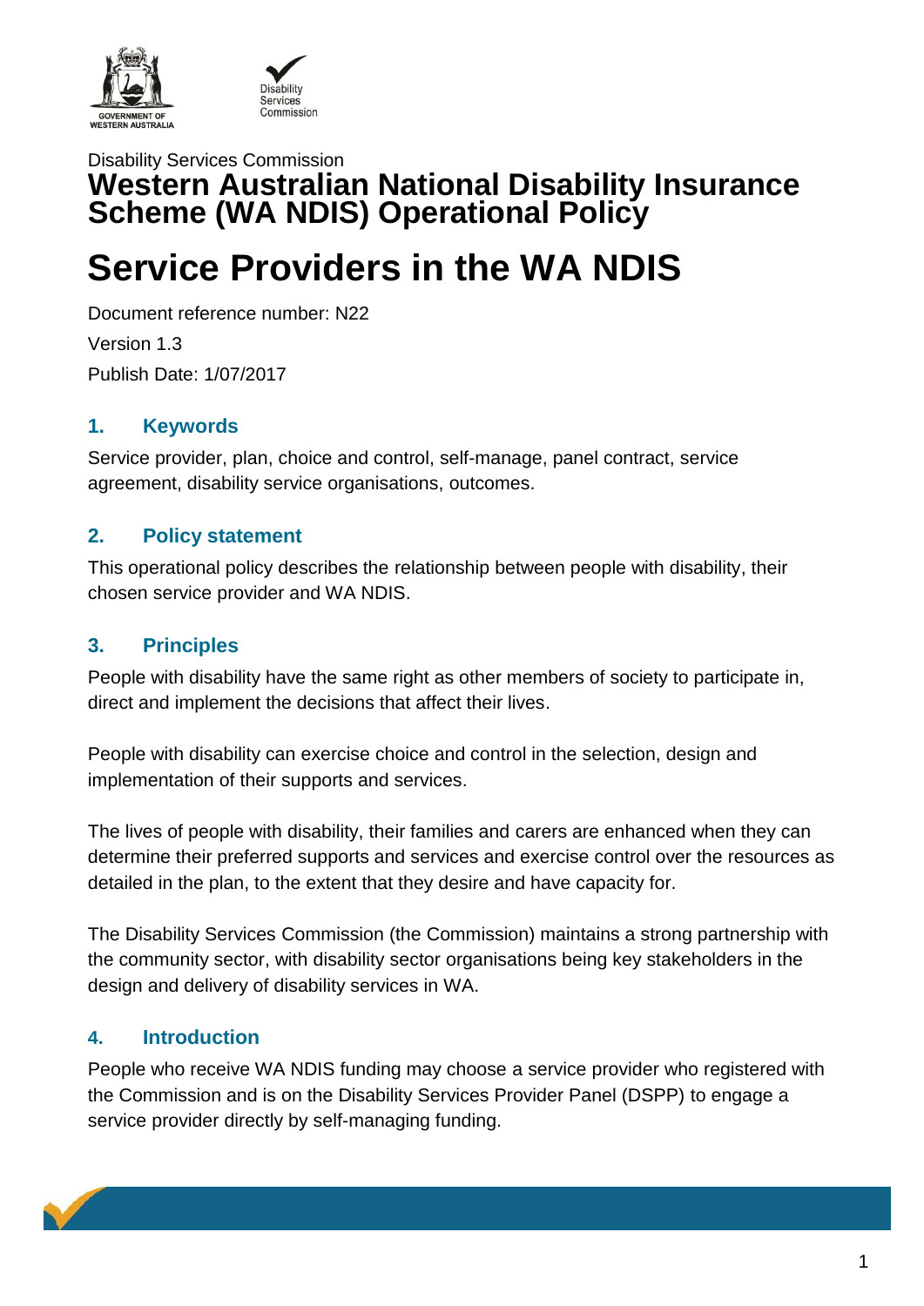Disability Services Commission

# Western Australian National Disability Insurance Scheme (WA NDIS) Operational Policy

# Service Providers in the WA NDIS

Document reference number: N22

Version 1.3

Publish Date: 1/07/2017

## 1. Keywords

Service provider, plan, choice and control, self-manage, panel contract, service agreement, disability service organisations, outcomes.

## 2. Policy statement

This operational policy describes the relationship between people with disability, their chosen service provider and WA NDIS.

## 3. Principles

People with disability have the same right as other members of society to participate in, direct and implement the decisions that affect their lives.

People with disability can exercise choice and control in the selection, design and implementation of their supports and services.

The lives of people with disability, their families and carers are enhanced when they can determine their preferred supports and services and exercise control over the resources as detailed in the plan, to the extent that they desire and have capacity for.

The Disability Services Commission (the Commission) maintains a strong partnership with the community sector, with disability sector organisations being key stakeholders in the design and delivery of disability services in WA.

## 4. Introduction

People who receive WA NDIS funding may choose a service provider who registered with the Commission and is on the Disability Services Provider Panel (DSPP) to engage a service provider directly by self-managing funding.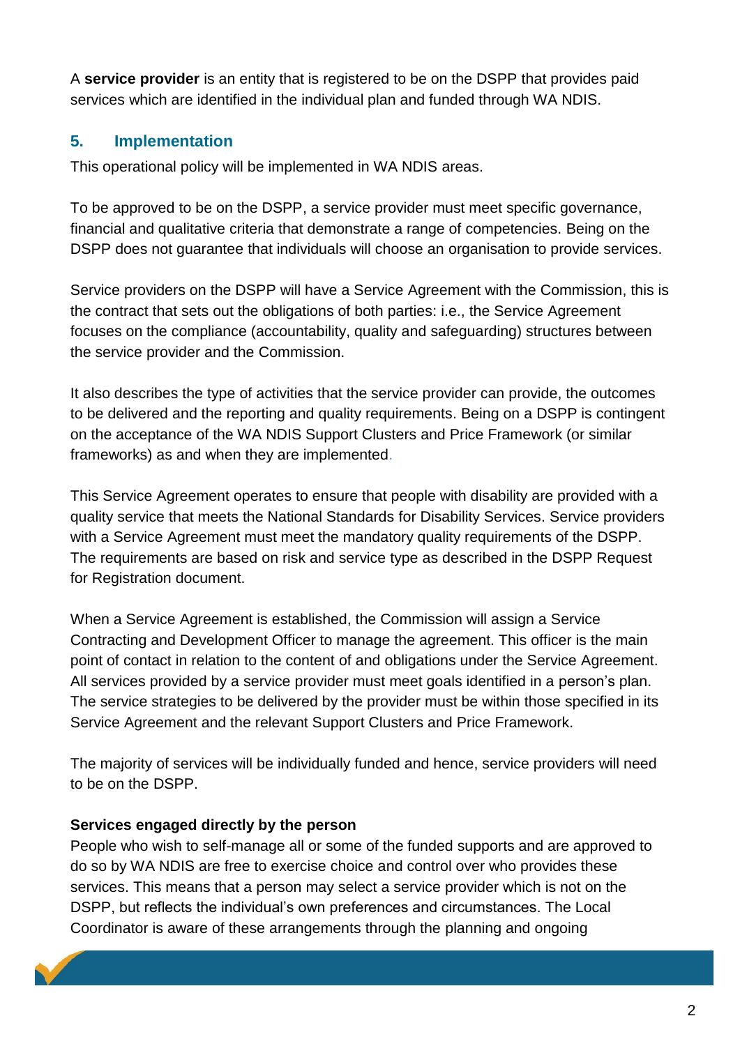A **service provider** is an entity that is registered to be on the DSPP that provides paid services which are identified in the individual plan and funded through WA NDIS.

## 5. Implementation

This operational policy will be implemented in WA NDIS areas.

To be approved to be on the DSPP, a service provider must meet specific governance, financial and qualitative criteria that demonstrate a range of competencies. Being on the DSPP does not guarantee that individuals will choose an organisation to provide services.

Service providers on the DSPP will have a Service Agreement with the Commission, this is the contract that sets out the obligations of both parties: i.e., the Service Agreement focuses on the compliance (accountability, quality and safeguarding) structures between the service provider and the Commission.

It also describes the type of activities that the service provider can provide, the outcomes to be delivered and the reporting and quality requirements. Being on a DSPP is contingent on the acceptance of the WA NDIS Support Clusters and Price Framework (or similar frameworks) as and when they are implemented.

This Service Agreement operates to ensure that people with disability are provided with a quality service that meets the National Standards for Disability Services. Service providers with a Service Agreement must meet the mandatory quality requirements of the DSPP. The requirements are based on risk and service type as described in the DSPP Request for Registration document.

When a Service Agreement is established, the Commission will assign a Service Contracting and Development Officer to manage the agreement. This officer is the main point of contact in relation to the content of and obligations under the Service Agreement. All services provided by a service provider must meet goals identified in a person's plan. The service strategies to be delivered by the provider must be within those specified in its Service Agreement and the relevant Support Clusters and Price Framework.

The majority of services will be individually funded and hence, service providers will need to be on the DSPP.

**Services engaged directly by the person**

People who wish to self-manage all or some of the funded supports and are approved to do so by WA NDIS are free to exercise choice and control over who provides these services. This means that a person may select a service provider which is not on the DSPP, but reflects the individual's own preferences and circumstances. The Local Coordinator is aware of these arrangements through the planning and ongoing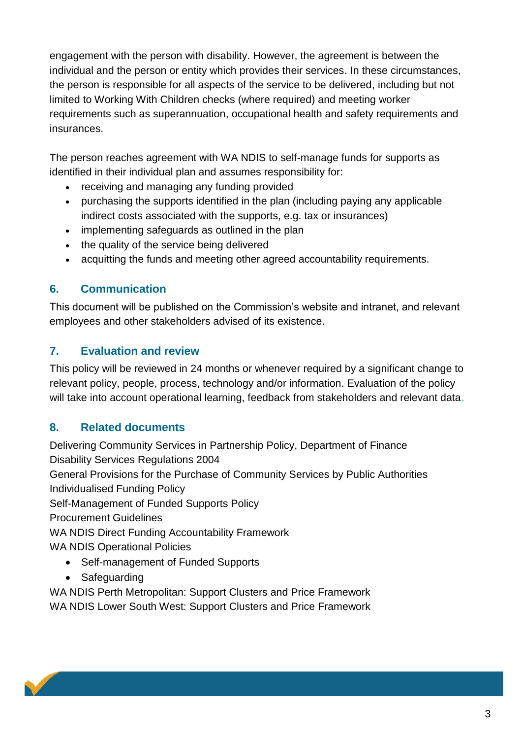engagement with the person with disability. However, the agreement is between the individual and the person or entity which provides their services. In these circumstances, the person is responsible for all aspects of the service to be delivered, including but not limited to Working With Children checks (where required) and meeting worker requirements such as superannuation, occupational health and safety requirements and insurances.

The person reaches agreement with WA NDIS to self-manage funds for supports as identified in their individual plan and assumes responsibility for:

- receiving and managing any funding provided
- purchasing the supports identified in the plan (including paying any applicable indirect costs associated with the supports, e.g. tax or insurances)
- implementing safeguards as outlined in the plan
- the quality of the service being delivered
- acquitting the funds and meeting other agreed accountability requirements.

## 6. Communication

This document will be published on the Commission's website and intranet, and relevant employees and other stakeholders advised of its existence.

## 7. Evaluation and review

This policy will be reviewed in 24 months or whenever required by a significant change to relevant policy, people, process, technology and/or information. Evaluation of the policy will take into account operational learning, feedback from stakeholders and relevant data.

## 8. Related documents

Delivering Community Services in Partnership Policy, Department of Finance
Disability Services Regulations 2004
General Provisions for the Purchase of Community Services by Public Authorities
Individualised Funding Policy
Self-Management of Funded Supports Policy
Procurement Guidelines
WA NDIS Direct Funding Accountability Framework
WA NDIS Operational Policies

- Self-management of Funded Supports
- Safeguarding

WA NDIS Perth Metropolitan: Support Clusters and Price Framework
WA NDIS Lower South West: Support Clusters and Price Framework